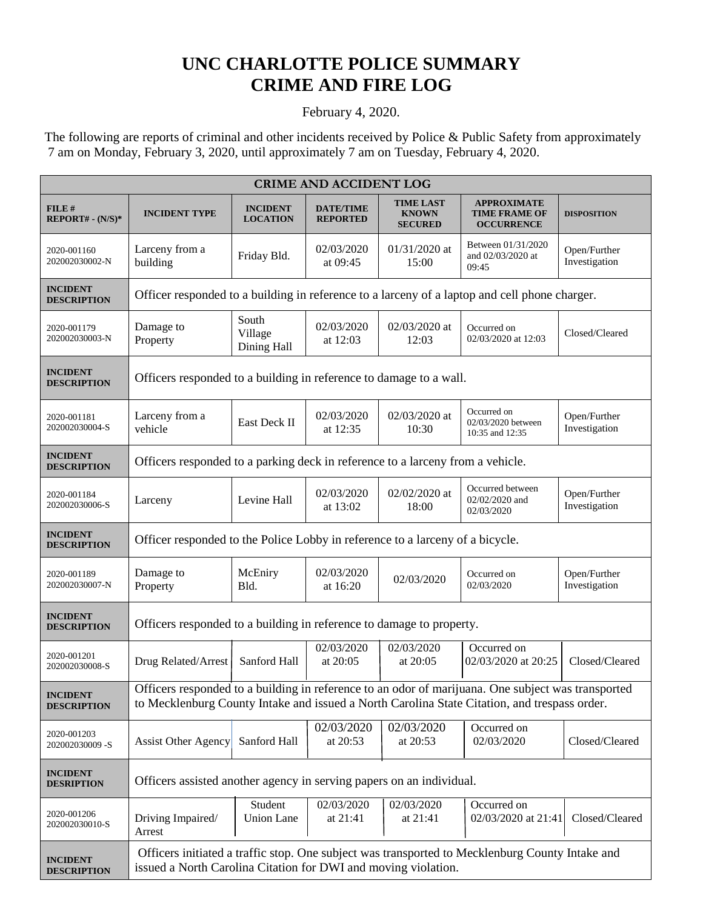# UNC CHARLOTTE POLICE SUMMARY
# CRIME AND FIRE LOG

February 4, 2020.

The following are reports of criminal and other incidents received by Police & Public Safety from approximately 7 am on Monday, February 3, 2020, until approximately 7 am on Tuesday, February 4, 2020.

| CRIME AND ACCIDENT LOG | | | | | | |
|---|---|---|---|---|---|---|
| **FILE # REPORT# - (N/S)*** | **INCIDENT TYPE** | **INCIDENT LOCATION** | **DATE/TIME REPORTED** | **TIME LAST KNOWN SECURED** | **APPROXIMATE TIME FRAME OF OCCURRENCE** | **DISPOSITION** |
| 2020-001160 202002030002-N | Larceny from a building | Friday Bld. | 02/03/2020 at 09:45 | 01/31/2020 at 15:00 | Between 01/31/2020 and 02/03/2020 at 09:45 | Open/Further Investigation |
| **INCIDENT DESCRIPTION** | Officer responded to a building in reference to a larceny of a laptop and cell phone charger. | | | | | |
| 2020-001179 202002030003-N | Damage to Property | South Village Dining Hall | 02/03/2020 at 12:03 | 02/03/2020 at 12:03 | Occurred on 02/03/2020 at 12:03 | Closed/Cleared |
| **INCIDENT DESCRIPTION** | Officers responded to a building in reference to damage to a wall. | | | | | |
| 2020-001181 202002030004-S | Larceny from a vehicle | East Deck II | 02/03/2020 at 12:35 | 02/03/2020 at 10:30 | Occurred on 02/03/2020 between 10:35 and 12:35 | Open/Further Investigation |
| **INCIDENT DESCRIPTION** | Officers responded to a parking deck in reference to a larceny from a vehicle. | | | | | |
| 2020-001184 202002030006-S | Larceny | Levine Hall | 02/03/2020 at 13:02 | 02/02/2020 at 18:00 | Occurred between 02/02/2020 and 02/03/2020 | Open/Further Investigation |
| **INCIDENT DESCRIPTION** | Officer responded to the Police Lobby in reference to a larceny of a bicycle. | | | | | |
| 2020-001189 202002030007-N | Damage to Property | McEniry Bld. | 02/03/2020 at 16:20 | 02/03/2020 | Occurred on 02/03/2020 | Open/Further Investigation |
| **INCIDENT DESCRIPTION** | Officers responded to a building in reference to damage to property. | | | | | |
| 2020-001201 202002030008-S | Drug Related/Arrest | Sanford Hall | 02/03/2020 at 20:05 | 02/03/2020 at 20:05 | Occurred on 02/03/2020 at 20:25 | Closed/Cleared |
| **INCIDENT DESCRIPTION** | Officers responded to a building in reference to an odor of marijuana. One subject was transported to Mecklenburg County Intake and issued a North Carolina State Citation, and trespass order. | | | | | |
| 2020-001203 202002030009 -S | Assist Other Agency | Sanford Hall | 02/03/2020 at 20:53 | 02/03/2020 at 20:53 | Occurred on 02/03/2020 | Closed/Cleared |
| **INCIDENT DESRIPTION** | Officers assisted another agency in serving papers on an individual. | | | | | |
| 2020-001206 202002030010-S | Driving Impaired/ Arrest | Student Union Lane | 02/03/2020 at 21:41 | 02/03/2020 at 21:41 | Occurred on 02/03/2020 at 21:41 | Closed/Cleared |
| **INCIDENT DESCRIPTION** | Officers initiated a traffic stop. One subject was transported to Mecklenburg County Intake and issued a North Carolina Citation for DWI and moving violation. | | | | | |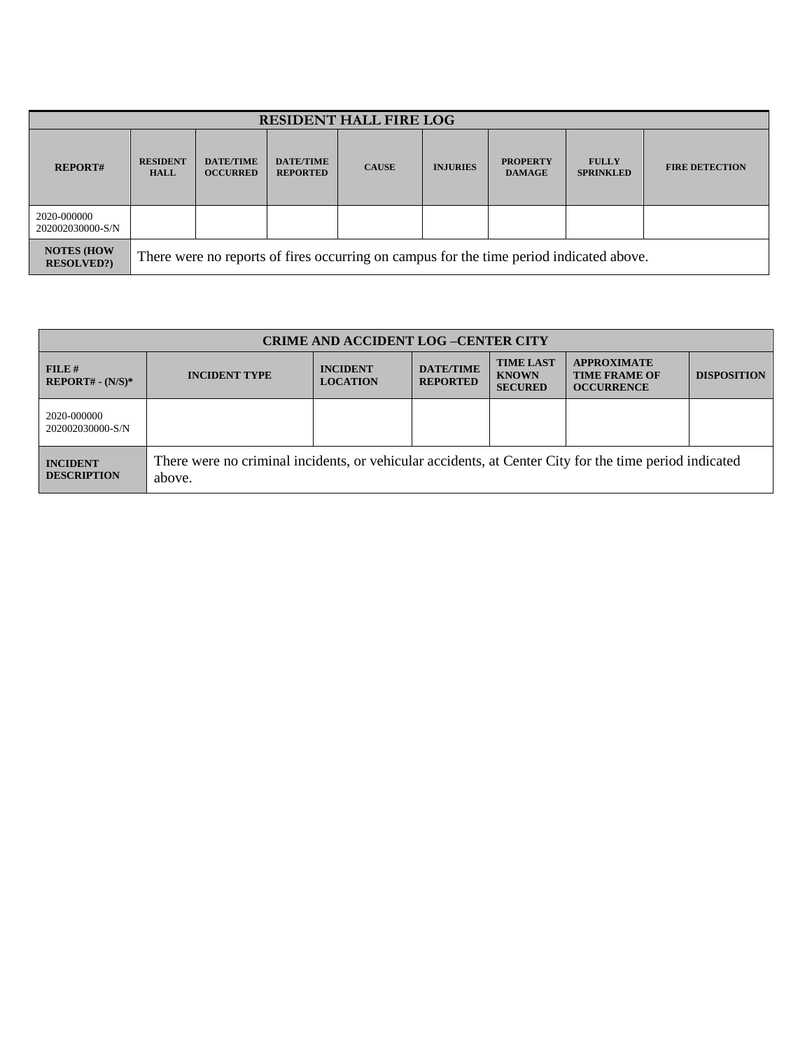| RESIDENT HALL FIRE LOG | | | | | | | | |
|---|---|---|---|---|---|---|---|---|
| **REPORT#** | **RESIDENT HALL** | **DATE/TIME OCCURRED** | **DATE/TIME REPORTED** | **CAUSE** | **INJURIES** | **PROPERTY DAMAGE** | **FULLY SPRINKLED** | **FIRE DETECTION** |
| 2020-000000 202002030000-S/N | | | | | | | | |
| **NOTES (HOW RESOLVED?)** | There were no reports of fires occurring on campus for the time period indicated above. | | | | | | | |

| CRIME AND ACCIDENT LOG –CENTER CITY | | | | | | |
|---|---|---|---|---|---|---|
| **FILE # REPORT# - (N/S)*** | **INCIDENT TYPE** | **INCIDENT LOCATION** | **DATE/TIME REPORTED** | **TIME LAST KNOWN SECURED** | **APPROXIMATE TIME FRAME OF OCCURRENCE** | **DISPOSITION** |
| 2020-000000 202002030000-S/N | | | | | | |
| **INCIDENT DESCRIPTION** | There were no criminal incidents, or vehicular accidents, at Center City for the time period indicated above. | | | | | |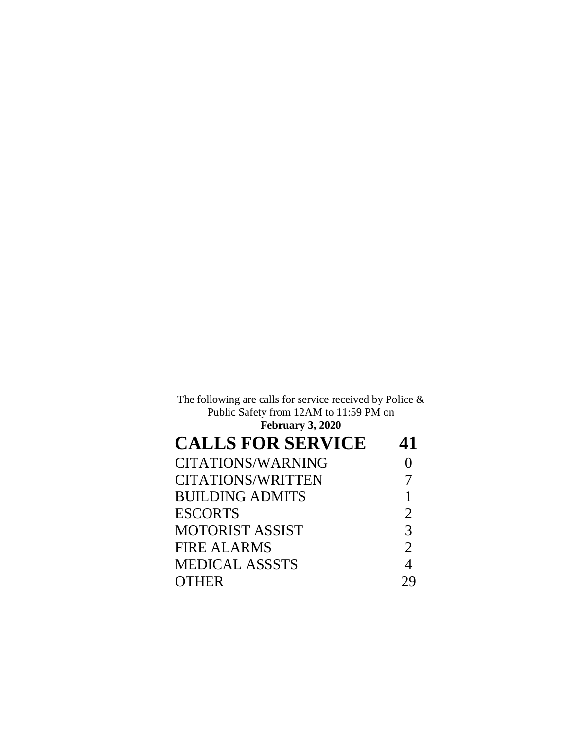The following are calls for service received by Police & Public Safety from 12AM to 11:59 PM on

**February 3, 2020**

| | |
|---|---|
| **CALLS FOR SERVICE** | **41** |
| CITATIONS/WARNING | 0 |
| CITATIONS/WRITTEN | 7 |
| BUILDING ADMITS | 1 |
| ESCORTS | 2 |
| MOTORIST ASSIST | 3 |
| FIRE ALARMS | 2 |
| MEDICAL ASSSTS | 4 |
| OTHER | 29 |